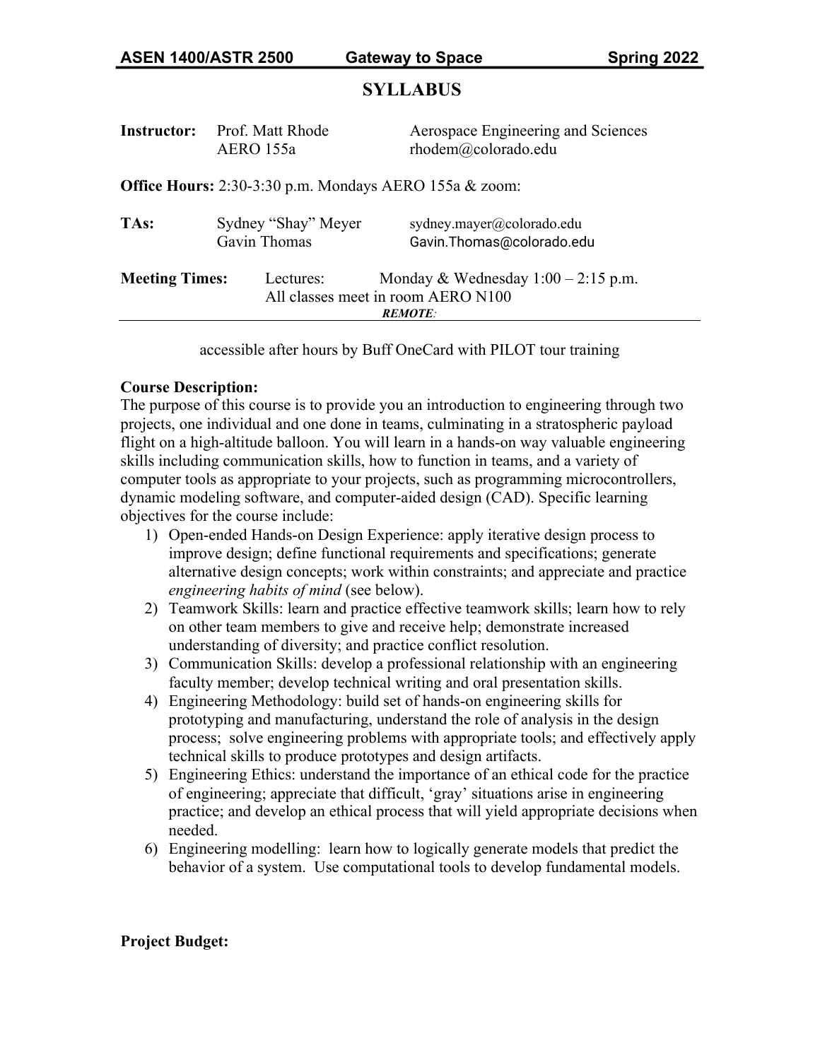**ASEN 1400/ASTR 2500 Gateway to Space Spring 2022**

# SYLLABUS

**Instructor:** Prof. Matt Rhode Aerospace Engineering and Sciences
AERO 155a rhodem@colorado.edu

**Office Hours:** 2:30-3:30 p.m. Mondays AERO 155a & zoom:

**TAs:** Sydney "Shay" Meyer sydney.mayer@colorado.edu
Gavin Thomas Gavin.Thomas@colorado.edu

**Meeting Times:** Lectures: Monday & Wednesday 1:00 – 2:15 p.m.
All classes meet in room AERO N100
***REMOTE**:*

accessible after hours by Buff OneCard with PILOT tour training

**Course Description:**
The purpose of this course is to provide you an introduction to engineering through two projects, one individual and one done in teams, culminating in a stratospheric payload flight on a high-altitude balloon. You will learn in a hands-on way valuable engineering skills including communication skills, how to function in teams, and a variety of computer tools as appropriate to your projects, such as programming microcontrollers, dynamic modeling software, and computer-aided design (CAD). Specific learning objectives for the course include:

1) Open-ended Hands-on Design Experience: apply iterative design process to improve design; define functional requirements and specifications; generate alternative design concepts; work within constraints; and appreciate and practice *engineering habits of mind* (see below).
2) Teamwork Skills: learn and practice effective teamwork skills; learn how to rely on other team members to give and receive help; demonstrate increased understanding of diversity; and practice conflict resolution.
3) Communication Skills: develop a professional relationship with an engineering faculty member; develop technical writing and oral presentation skills.
4) Engineering Methodology: build set of hands-on engineering skills for prototyping and manufacturing, understand the role of analysis in the design process; solve engineering problems with appropriate tools; and effectively apply technical skills to produce prototypes and design artifacts.
5) Engineering Ethics: understand the importance of an ethical code for the practice of engineering; appreciate that difficult, 'gray' situations arise in engineering practice; and develop an ethical process that will yield appropriate decisions when needed.
6) Engineering modelling: learn how to logically generate models that predict the behavior of a system. Use computational tools to develop fundamental models.

**Project Budget:**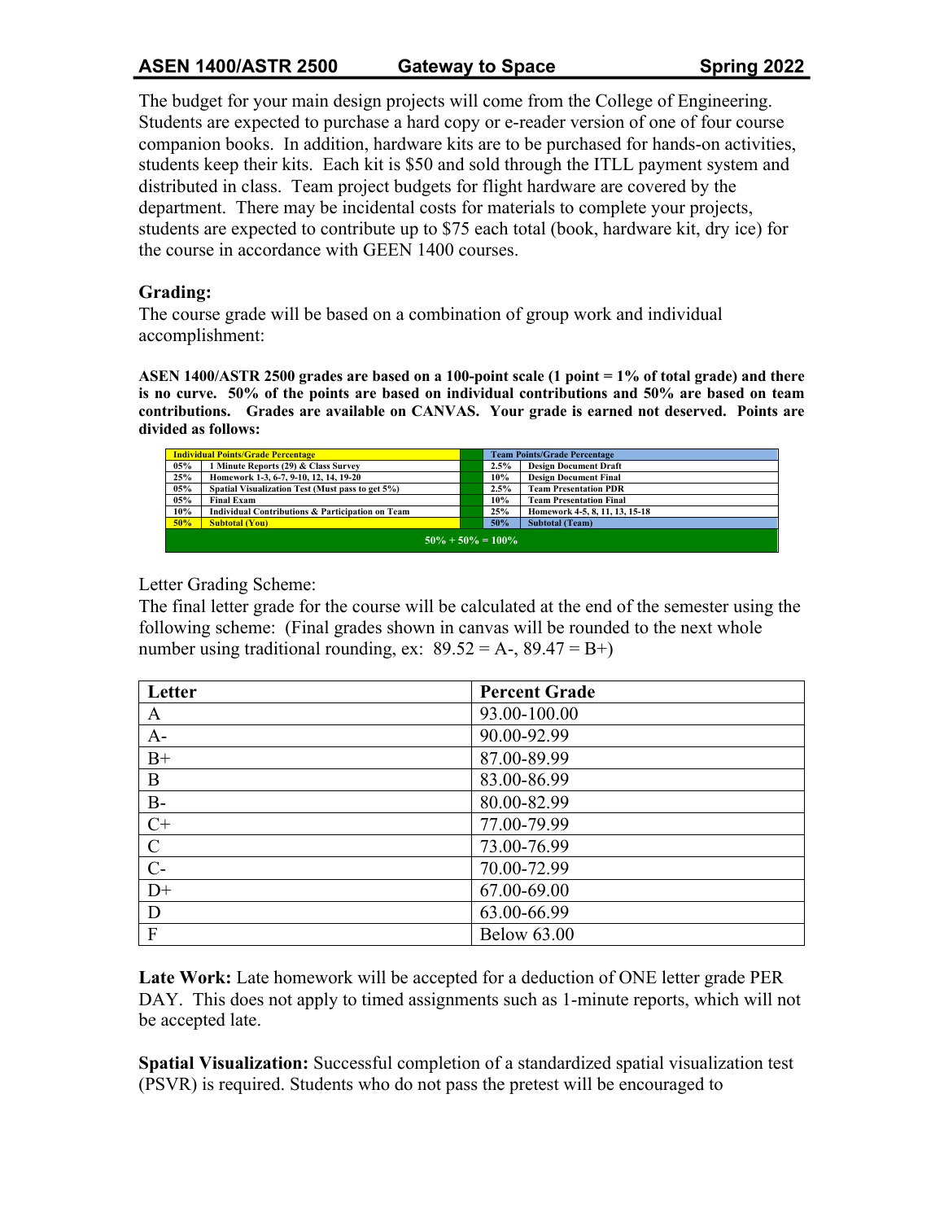The budget for your main design projects will come from the College of Engineering. Students are expected to purchase a hard copy or e-reader version of one of four course companion books. In addition, hardware kits are to be purchased for hands-on activities, students keep their kits. Each kit is $50 and sold through the ITLL payment system and distributed in class. Team project budgets for flight hardware are covered by the department. There may be incidental costs for materials to complete your projects, students are expected to contribute up to $75 each total (book, hardware kit, dry ice) for the course in accordance with GEEN 1400 courses.

### Grading:

The course grade will be based on a combination of group work and individual accomplishment:

**ASEN 1400/ASTR 2500 grades are based on a 100-point scale (1 point = 1% of total grade) and there is no curve. 50% of the points are based on individual contributions and 50% are based on team contributions. Grades are available on CANVAS. Your grade is earned not deserved. Points are divided as follows:**

| Individual Points/Grade Percentage | | | Team Points/Grade Percentage | |
|---|---|---|---|---|
| 05% | 1 Minute Reports (29) & Class Survey | | 2.5% | Design Document Draft |
| 25% | Homework 1-3, 6-7, 9-10, 12, 14, 19-20 | | 10% | Design Document Final |
| 05% | Spatial Visualization Test (Must pass to get 5%) | | 2.5% | Team Presentation PDR |
| 05% | Final Exam | | 10% | Team Presentation Final |
| 10% | Individual Contributions & Participation on Team | | 25% | Homework 4-5, 8, 11, 13, 15-18 |
| 50% | Subtotal (You) | | 50% | Subtotal (Team) |
| 50% + 50% = 100% | | | | |

Letter Grading Scheme:
The final letter grade for the course will be calculated at the end of the semester using the following scheme: (Final grades shown in canvas will be rounded to the next whole number using traditional rounding, ex: 89.52 = A-, 89.47 = B+)

| Letter | Percent Grade |
|---|---|
| A | 93.00-100.00 |
| A- | 90.00-92.99 |
| B+ | 87.00-89.99 |
| B | 83.00-86.99 |
| B- | 80.00-82.99 |
| C+ | 77.00-79.99 |
| C | 73.00-76.99 |
| C- | 70.00-72.99 |
| D+ | 67.00-69.00 |
| D | 63.00-66.99 |
| F | Below 63.00 |

**Late Work:** Late homework will be accepted for a deduction of ONE letter grade PER DAY. This does not apply to timed assignments such as 1-minute reports, which will not be accepted late.

**Spatial Visualization:** Successful completion of a standardized spatial visualization test (PSVR) is required. Students who do not pass the pretest will be encouraged to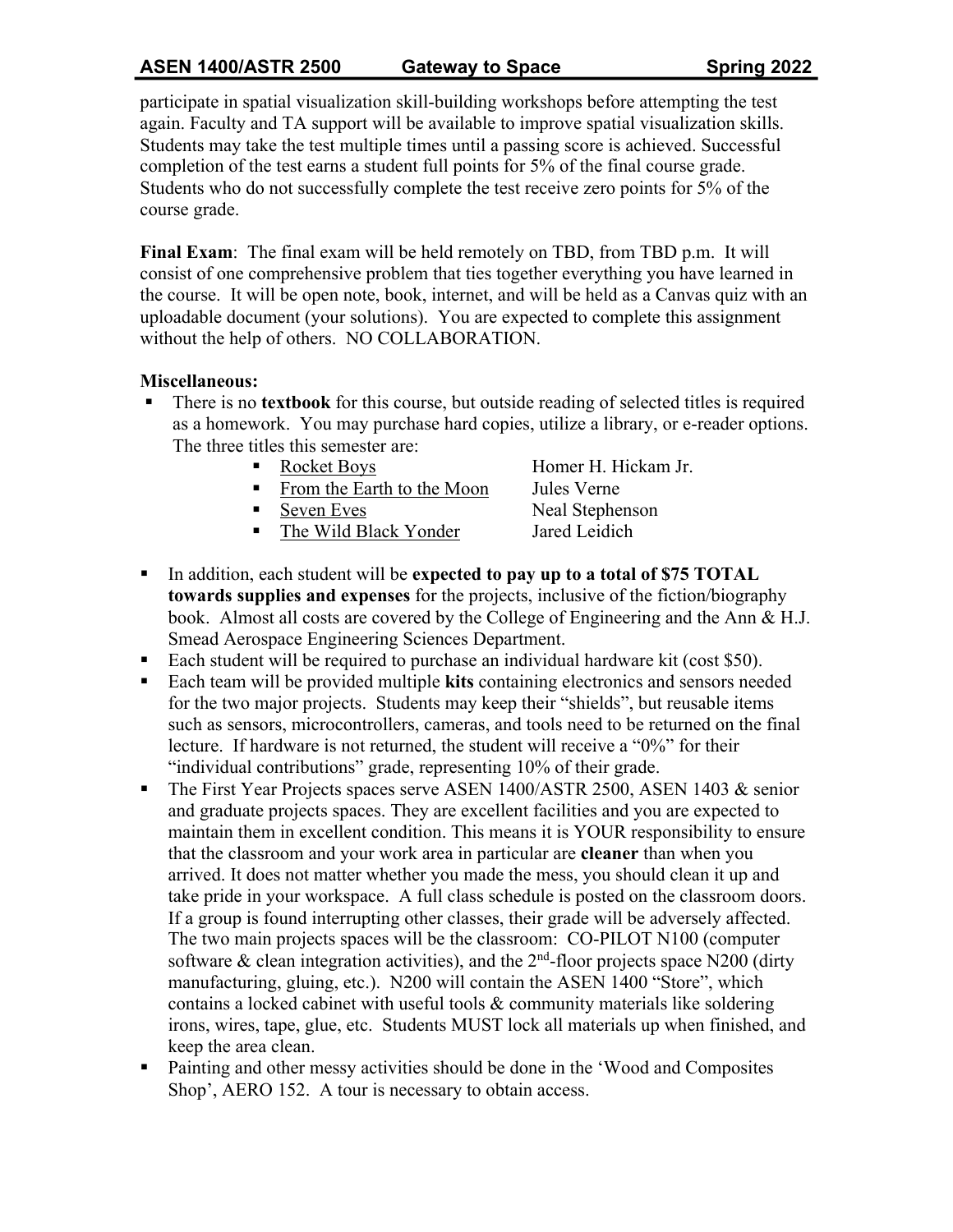participate in spatial visualization skill-building workshops before attempting the test again. Faculty and TA support will be available to improve spatial visualization skills. Students may take the test multiple times until a passing score is achieved. Successful completion of the test earns a student full points for 5% of the final course grade. Students who do not successfully complete the test receive zero points for 5% of the course grade.

**Final Exam**: The final exam will be held remotely on TBD, from TBD p.m. It will consist of one comprehensive problem that ties together everything you have learned in the course. It will be open note, book, internet, and will be held as a Canvas quiz with an uploadable document (your solutions). You are expected to complete this assignment without the help of others. NO COLLABORATION.

**Miscellaneous:**

- There is no **textbook** for this course, but outside reading of selected titles is required as a homework. You may purchase hard copies, utilize a library, or e-reader options. The three titles this semester are:
  - Rocket Boys — Homer H. Hickam Jr.
  - From the Earth to the Moon — Jules Verne
  - Seven Eves — Neal Stephenson
  - The Wild Black Yonder — Jared Leidich
- In addition, each student will be **expected to pay up to a total of $75 TOTAL towards supplies and expenses** for the projects, inclusive of the fiction/biography book. Almost all costs are covered by the College of Engineering and the Ann & H.J. Smead Aerospace Engineering Sciences Department.
- Each student will be required to purchase an individual hardware kit (cost $50).
- Each team will be provided multiple **kits** containing electronics and sensors needed for the two major projects. Students may keep their "shields", but reusable items such as sensors, microcontrollers, cameras, and tools need to be returned on the final lecture. If hardware is not returned, the student will receive a "0%" for their "individual contributions" grade, representing 10% of their grade.
- The First Year Projects spaces serve ASEN 1400/ASTR 2500, ASEN 1403 & senior and graduate projects spaces. They are excellent facilities and you are expected to maintain them in excellent condition. This means it is YOUR responsibility to ensure that the classroom and your work area in particular are **cleaner** than when you arrived. It does not matter whether you made the mess, you should clean it up and take pride in your workspace. A full class schedule is posted on the classroom doors. If a group is found interrupting other classes, their grade will be adversely affected. The two main projects spaces will be the classroom: CO-PILOT N100 (computer software & clean integration activities), and the 2nd-floor projects space N200 (dirty manufacturing, gluing, etc.). N200 will contain the ASEN 1400 "Store", which contains a locked cabinet with useful tools & community materials like soldering irons, wires, tape, glue, etc. Students MUST lock all materials up when finished, and keep the area clean.
- Painting and other messy activities should be done in the 'Wood and Composites Shop', AERO 152. A tour is necessary to obtain access.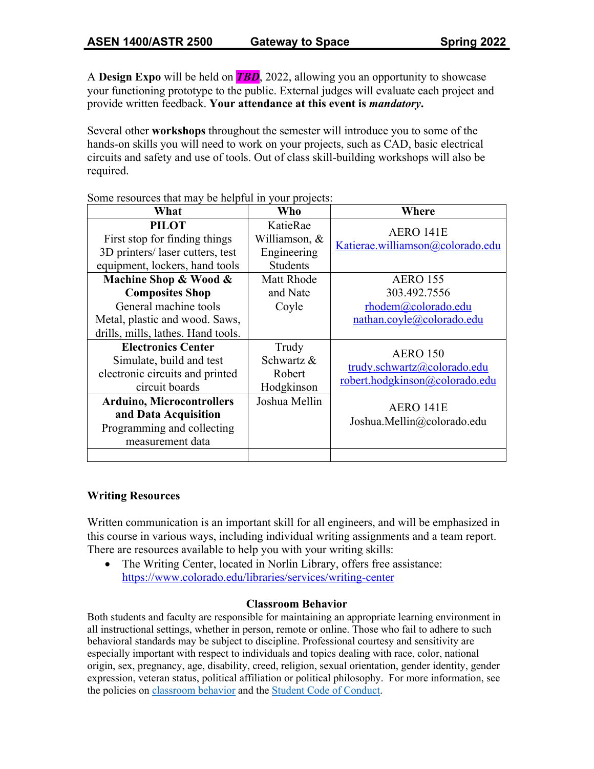A **Design Expo** will be held on ***TBD***, 2022, allowing you an opportunity to showcase your functioning prototype to the public. External judges will evaluate each project and provide written feedback. **Your attendance at this event is *mandatory*.**

Several other **workshops** throughout the semester will introduce you to some of the hands-on skills you will need to work on your projects, such as CAD, basic electrical circuits and safety and use of tools. Out of class skill-building workshops will also be required.

Some resources that may be helpful in your projects:

| What | Who | Where |
|---|---|---|
| **PILOT** First stop for finding things 3D printers/ laser cutters, test equipment, lockers, hand tools | KatieRae Williamson, & Engineering Students | AERO 141E Katierae.williamson@colorado.edu |
| **Machine Shop & Wood & Composites Shop** General machine tools Metal, plastic and wood. Saws, drills, mills, lathes. Hand tools. | Matt Rhode and Nate Coyle | AERO 155 303.492.7556 rhodem@colorado.edu nathan.coyle@colorado.edu |
| **Electronics Center** Simulate, build and test electronic circuits and printed circuit boards | Trudy Schwartz & Robert Hodgkinson | AERO 150 trudy.schwartz@colorado.edu robert.hodgkinson@colorado.edu |
| **Arduino, Microcontrollers and Data Acquisition** Programming and collecting measurement data | Joshua Mellin | AERO 141E Joshua.Mellin@colorado.edu |
| | | |

**Writing Resources**

Written communication is an important skill for all engineers, and will be emphasized in this course in various ways, including individual writing assignments and a team report. There are resources available to help you with your writing skills:

- The Writing Center, located in Norlin Library, offers free assistance: https://www.colorado.edu/libraries/services/writing-center

**Classroom Behavior**

Both students and faculty are responsible for maintaining an appropriate learning environment in all instructional settings, whether in person, remote or online. Those who fail to adhere to such behavioral standards may be subject to discipline. Professional courtesy and sensitivity are especially important with respect to individuals and topics dealing with race, color, national origin, sex, pregnancy, age, disability, creed, religion, sexual orientation, gender identity, gender expression, veteran status, political affiliation or political philosophy. For more information, see the policies on classroom behavior and the Student Code of Conduct.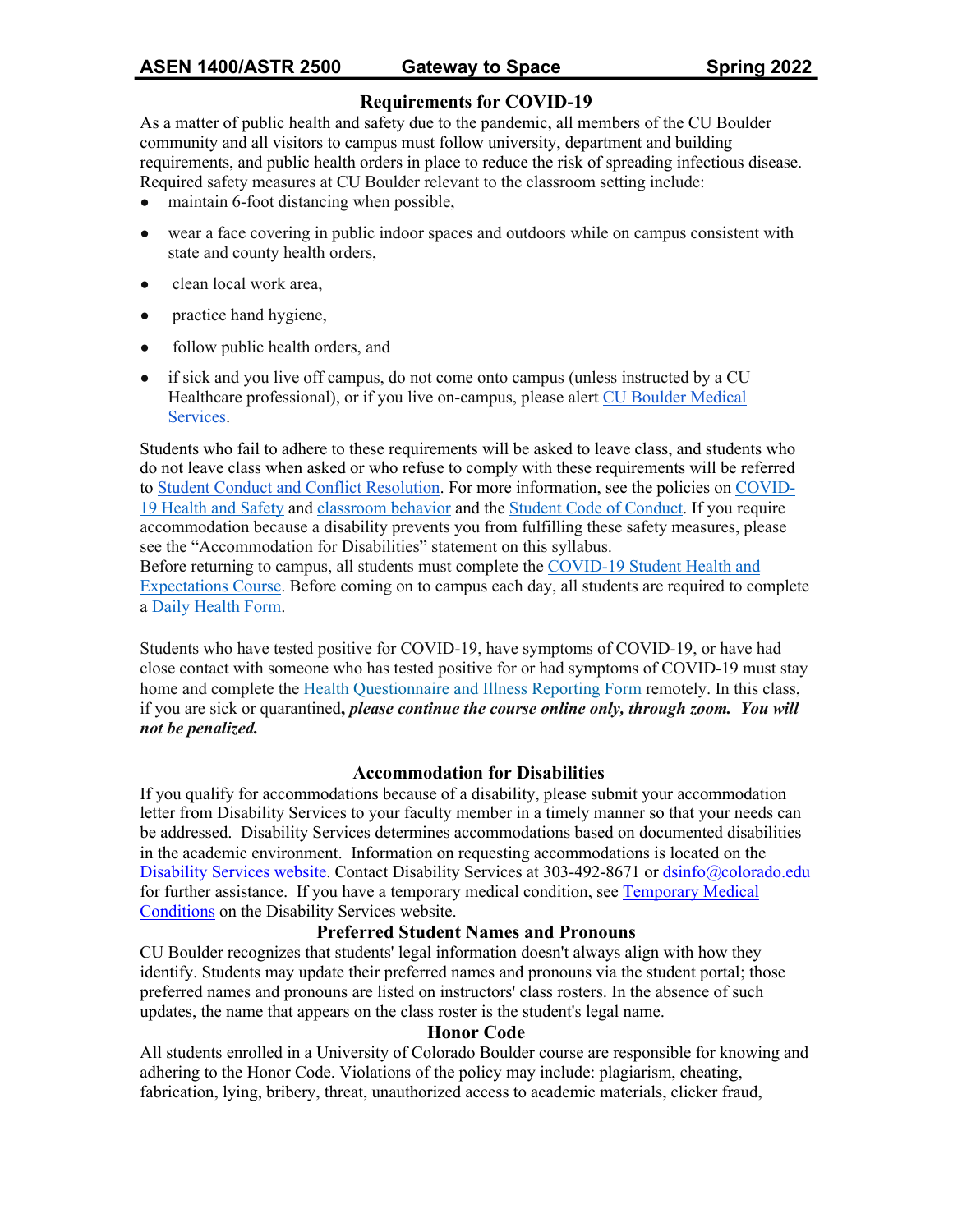## Requirements for COVID-19

As a matter of public health and safety due to the pandemic, all members of the CU Boulder community and all visitors to campus must follow university, department and building requirements, and public health orders in place to reduce the risk of spreading infectious disease. Required safety measures at CU Boulder relevant to the classroom setting include:

- maintain 6-foot distancing when possible,
- wear a face covering in public indoor spaces and outdoors while on campus consistent with state and county health orders,
- clean local work area,
- practice hand hygiene,
- follow public health orders, and
- if sick and you live off campus, do not come onto campus (unless instructed by a CU Healthcare professional), or if you live on-campus, please alert CU Boulder Medical Services.

Students who fail to adhere to these requirements will be asked to leave class, and students who do not leave class when asked or who refuse to comply with these requirements will be referred to Student Conduct and Conflict Resolution. For more information, see the policies on COVID-19 Health and Safety and classroom behavior and the Student Code of Conduct. If you require accommodation because a disability prevents you from fulfilling these safety measures, please see the "Accommodation for Disabilities" statement on this syllabus.
Before returning to campus, all students must complete the COVID-19 Student Health and Expectations Course. Before coming on to campus each day, all students are required to complete a Daily Health Form.

Students who have tested positive for COVID-19, have symptoms of COVID-19, or have had close contact with someone who has tested positive for or had symptoms of COVID-19 must stay home and complete the Health Questionnaire and Illness Reporting Form remotely. In this class, if you are sick or quarantined**, *please continue the course online only, through zoom. You will not be penalized.***

## Accommodation for Disabilities

If you qualify for accommodations because of a disability, please submit your accommodation letter from Disability Services to your faculty member in a timely manner so that your needs can be addressed. Disability Services determines accommodations based on documented disabilities in the academic environment. Information on requesting accommodations is located on the Disability Services website. Contact Disability Services at 303-492-8671 or dsinfo@colorado.edu for further assistance. If you have a temporary medical condition, see Temporary Medical Conditions on the Disability Services website.

## Preferred Student Names and Pronouns

CU Boulder recognizes that students' legal information doesn't always align with how they identify. Students may update their preferred names and pronouns via the student portal; those preferred names and pronouns are listed on instructors' class rosters. In the absence of such updates, the name that appears on the class roster is the student's legal name.

## Honor Code

All students enrolled in a University of Colorado Boulder course are responsible for knowing and adhering to the Honor Code. Violations of the policy may include: plagiarism, cheating, fabrication, lying, bribery, threat, unauthorized access to academic materials, clicker fraud,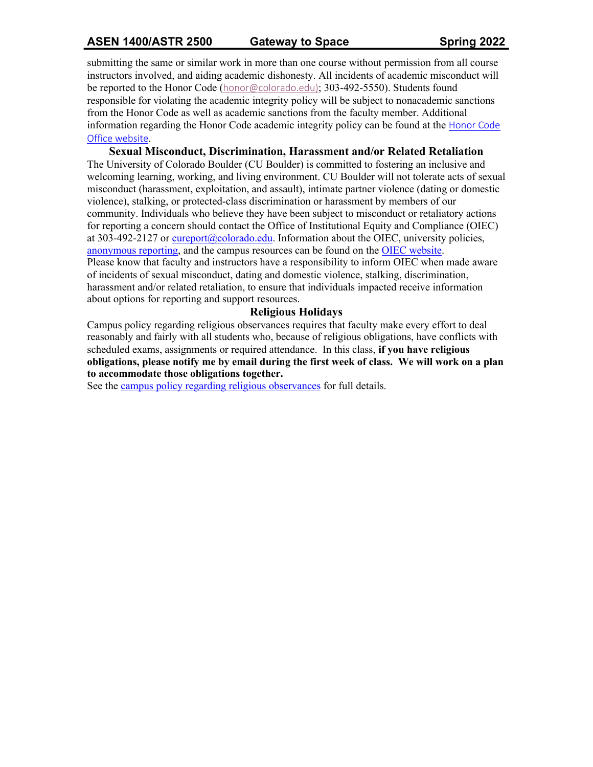submitting the same or similar work in more than one course without permission from all course instructors involved, and aiding academic dishonesty. All incidents of academic misconduct will be reported to the Honor Code (honor@colorado.edu); 303-492-5550). Students found responsible for violating the academic integrity policy will be subject to nonacademic sanctions from the Honor Code as well as academic sanctions from the faculty member. Additional information regarding the Honor Code academic integrity policy can be found at the Honor Code Office website.

### Sexual Misconduct, Discrimination, Harassment and/or Related Retaliation

The University of Colorado Boulder (CU Boulder) is committed to fostering an inclusive and welcoming learning, working, and living environment. CU Boulder will not tolerate acts of sexual misconduct (harassment, exploitation, and assault), intimate partner violence (dating or domestic violence), stalking, or protected-class discrimination or harassment by members of our community. Individuals who believe they have been subject to misconduct or retaliatory actions for reporting a concern should contact the Office of Institutional Equity and Compliance (OIEC) at 303-492-2127 or cureport@colorado.edu. Information about the OIEC, university policies, anonymous reporting, and the campus resources can be found on the OIEC website.

Please know that faculty and instructors have a responsibility to inform OIEC when made aware of incidents of sexual misconduct, dating and domestic violence, stalking, discrimination, harassment and/or related retaliation, to ensure that individuals impacted receive information about options for reporting and support resources.

### Religious Holidays

Campus policy regarding religious observances requires that faculty make every effort to deal reasonably and fairly with all students who, because of religious obligations, have conflicts with scheduled exams, assignments or required attendance. In this class, **if you have religious obligations, please notify me by email during the first week of class. We will work on a plan to accommodate those obligations together.**

See the campus policy regarding religious observances for full details.